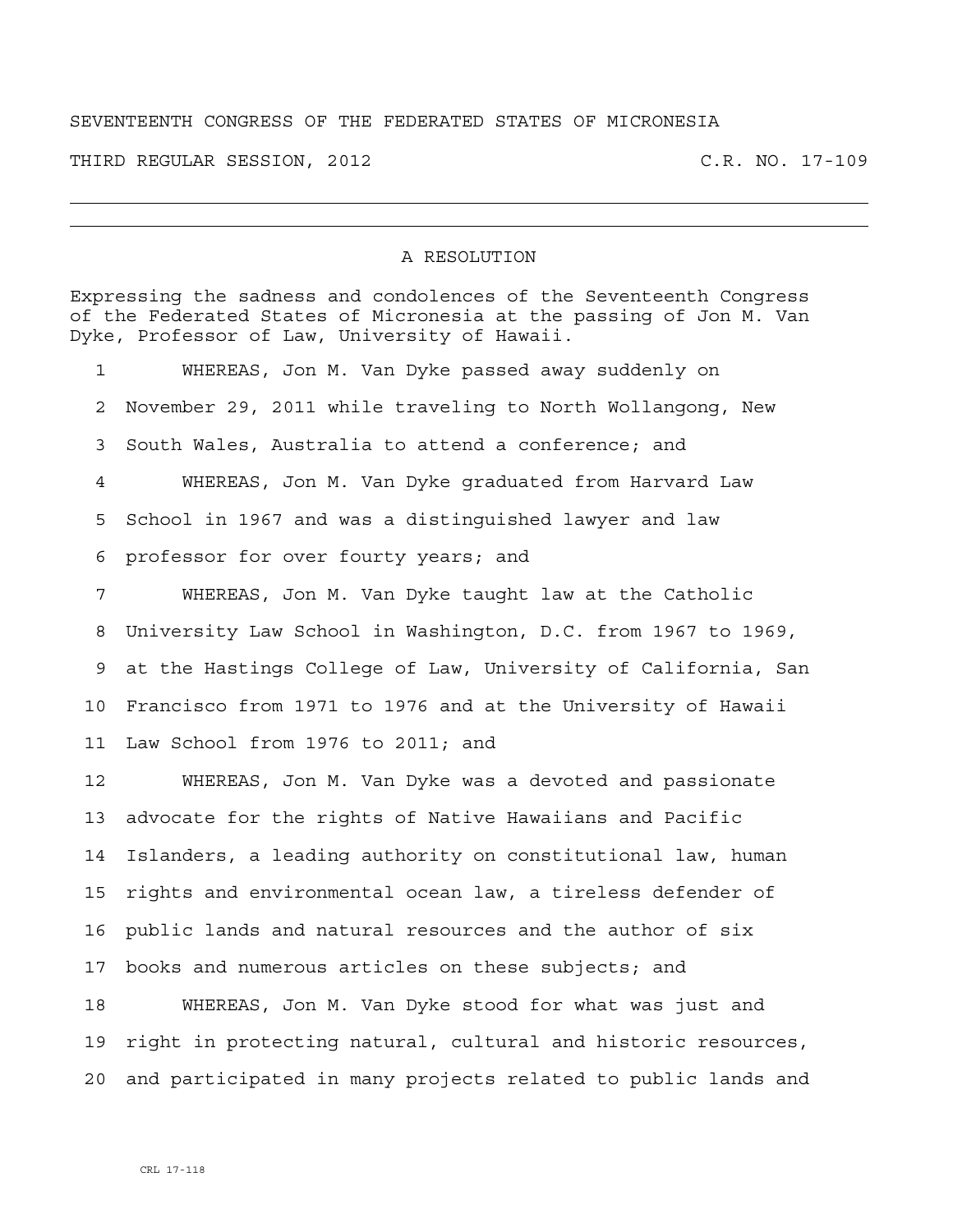SEVENTEENTH CONGRESS OF THE FEDERATED STATES OF MICRONESIA

THIRD REGULAR SESSION, 2012 C.R. NO. 17-109

---

A RESOLUTION

Expressing the sadness and condolences of the Seventeenth Congress of the Federated States of Micronesia at the passing of Jon M. Van Dyke, Professor of Law, University of Hawaii.

1 WHEREAS, Jon M. Van Dyke passed away suddenly on
2 November 29, 2011 while traveling to North Wollangong, New
3 South Wales, Australia to attend a conference; and
4 WHEREAS, Jon M. Van Dyke graduated from Harvard Law
5 School in 1967 and was a distinguished lawyer and law
6 professor for over fourty years; and
7 WHEREAS, Jon M. Van Dyke taught law at the Catholic
8 University Law School in Washington, D.C. from 1967 to 1969,
9 at the Hastings College of Law, University of California, San
10 Francisco from 1971 to 1976 and at the University of Hawaii
11 Law School from 1976 to 2011; and
12 WHEREAS, Jon M. Van Dyke was a devoted and passionate
13 advocate for the rights of Native Hawaiians and Pacific
14 Islanders, a leading authority on constitutional law, human
15 rights and environmental ocean law, a tireless defender of
16 public lands and natural resources and the author of six
17 books and numerous articles on these subjects; and
18 WHEREAS, Jon M. Van Dyke stood for what was just and
19 right in protecting natural, cultural and historic resources,
20 and participated in many projects related to public lands and

CRL 17-118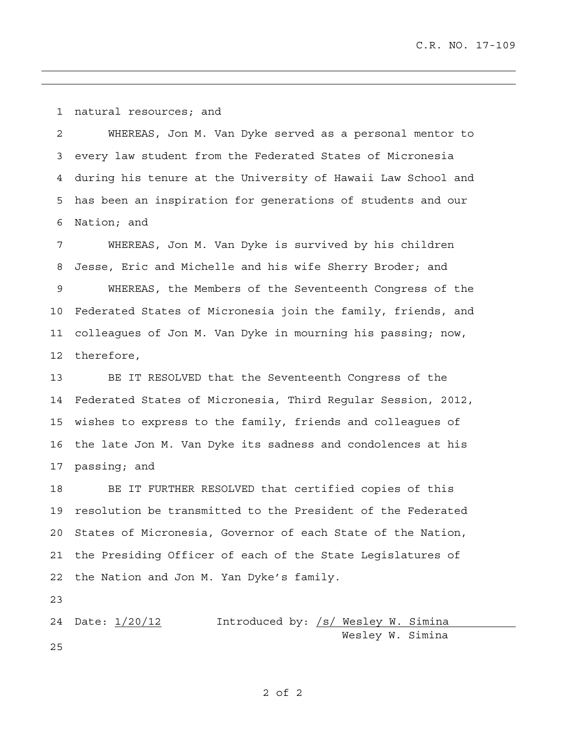natural resources; and

WHEREAS, Jon M. Van Dyke served as a personal mentor to every law student from the Federated States of Micronesia during his tenure at the University of Hawaii Law School and has been an inspiration for generations of students and our Nation; and

WHEREAS, Jon M. Van Dyke is survived by his children Jesse, Eric and Michelle and his wife Sherry Broder; and

WHEREAS, the Members of the Seventeenth Congress of the Federated States of Micronesia join the family, friends, and colleagues of Jon M. Van Dyke in mourning his passing; now, therefore,

BE IT RESOLVED that the Seventeenth Congress of the Federated States of Micronesia, Third Regular Session, 2012, wishes to express to the family, friends and colleagues of the late Jon M. Van Dyke its sadness and condolences at his passing; and

BE IT FURTHER RESOLVED that certified copies of this resolution be transmitted to the President of the Federated States of Micronesia, Governor of each State of the Nation, the Presiding Officer of each of the State Legislatures of the Nation and Jon M. Yan Dyke's family.

Date: 1/20/12 Introduced by: /s/ Wesley W. Simina

Wesley W. Simina